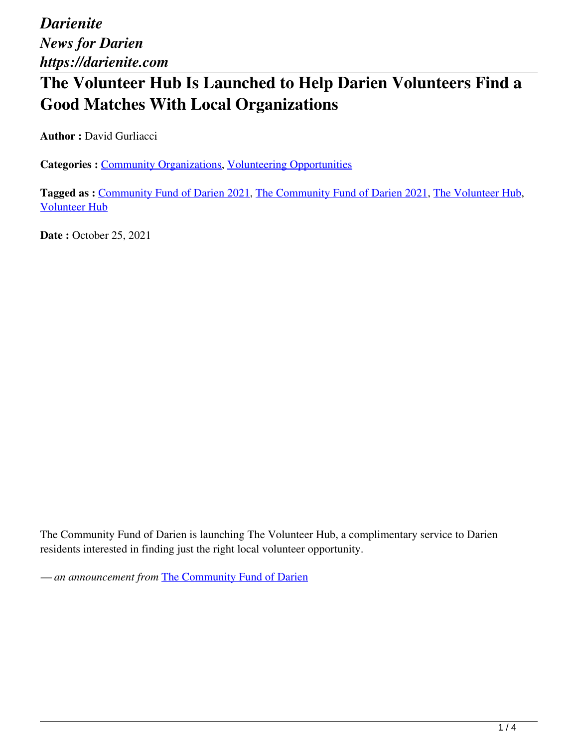*Darienite*
*News for Darien*
*https://darienite.com*

# The Volunteer Hub Is Launched to Help Darien Volunteers Find a Good Matches With Local Organizations

**Author :** David Gurliacci

**Categories :** Community Organizations, Volunteering Opportunities

**Tagged as :** Community Fund of Darien 2021, The Community Fund of Darien 2021, The Volunteer Hub, Volunteer Hub

**Date :** October 25, 2021

The Community Fund of Darien is launching The Volunteer Hub, a complimentary service to Darien residents interested in finding just the right local volunteer opportunity.

*— an announcement from* The Community Fund of Darien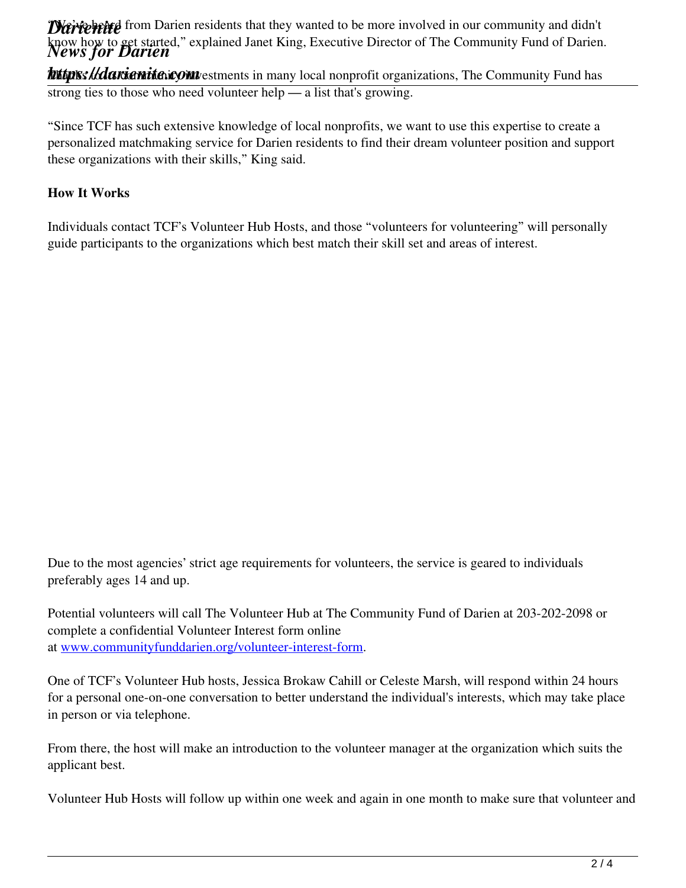“We've heard from Darien residents that they wanted to be more involved in our community and didn't know how to get started,” explained Janet King, Executive Director of The Community Fund of Darien.

Through its community investments in many local nonprofit organizations, The Community Fund has strong ties to those who need volunteer help — a list that's growing.

“Since TCF has such extensive knowledge of local nonprofits, we want to use this expertise to create a personalized matchmaking service for Darien residents to find their dream volunteer position and support these organizations with their skills,” King said.

**How It Works**

Individuals contact TCF’s Volunteer Hub Hosts, and those “volunteers for volunteering” will personally guide participants to the organizations which best match their skill set and areas of interest.

Due to the most agencies’ strict age requirements for volunteers, the service is geared to individuals preferably ages 14 and up.

Potential volunteers will call The Volunteer Hub at The Community Fund of Darien at 203-202-2098 or complete a confidential Volunteer Interest form online at [www.communityfunddarien.org/volunteer-interest-form](www.communityfunddarien.org/volunteer-interest-form).

One of TCF’s Volunteer Hub hosts, Jessica Brokaw Cahill or Celeste Marsh, will respond within 24 hours for a personal one-on-one conversation to better understand the individual's interests, which may take place in person or via telephone.

From there, the host will make an introduction to the volunteer manager at the organization which suits the applicant best.

Volunteer Hub Hosts will follow up within one week and again in one month to make sure that volunteer and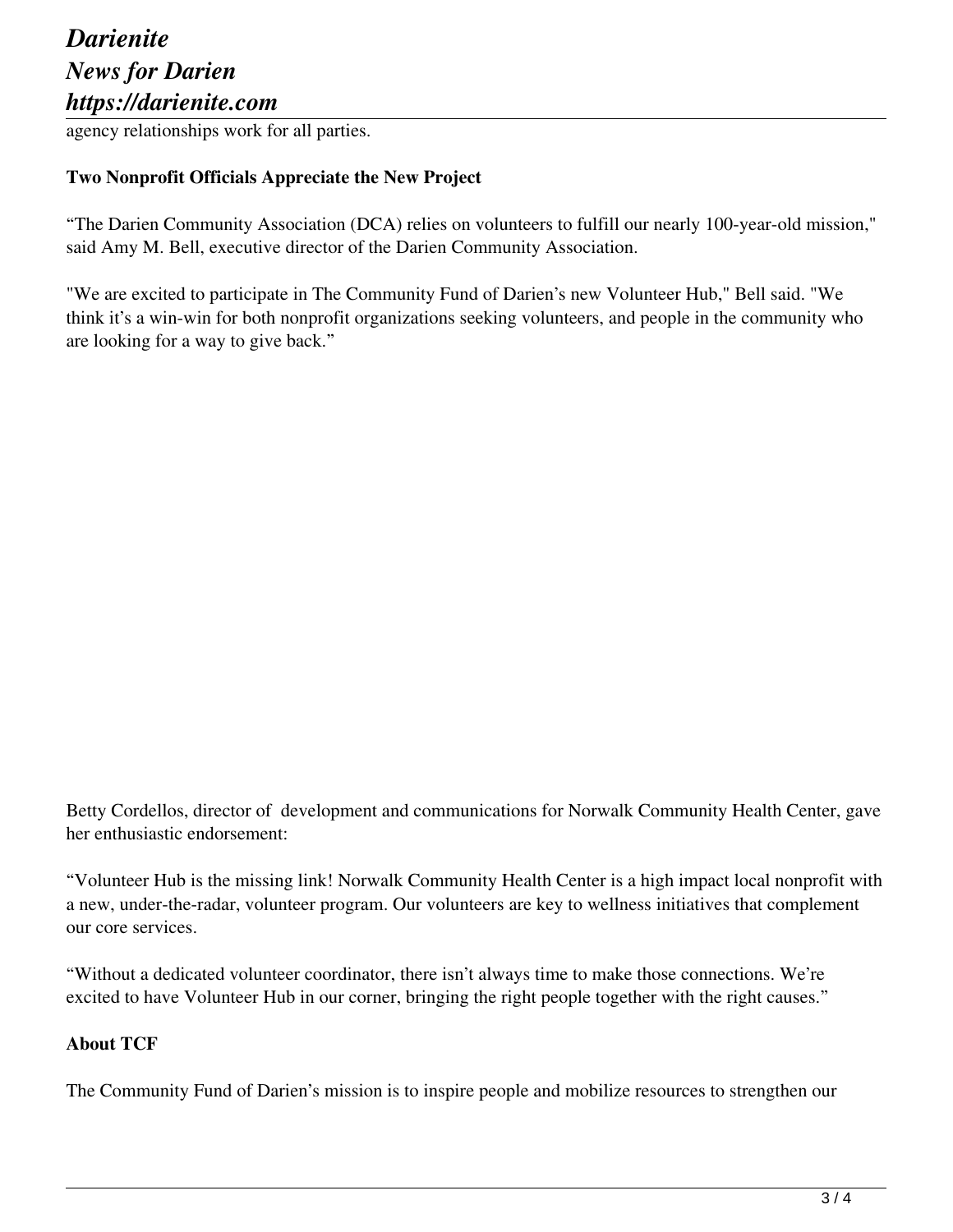agency relationships work for all parties.

**Two Nonprofit Officials Appreciate the New Project**

“The Darien Community Association (DCA) relies on volunteers to fulfill our nearly 100-year-old mission," said Amy M. Bell, executive director of the Darien Community Association.

"We are excited to participate in The Community Fund of Darien’s new Volunteer Hub," Bell said. "We think it’s a win-win for both nonprofit organizations seeking volunteers, and people in the community who are looking for a way to give back.”

Betty Cordellos, director of development and communications for Norwalk Community Health Center, gave her enthusiastic endorsement:

“Volunteer Hub is the missing link! Norwalk Community Health Center is a high impact local nonprofit with a new, under-the-radar, volunteer program. Our volunteers are key to wellness initiatives that complement our core services.

“Without a dedicated volunteer coordinator, there isn’t always time to make those connections. We’re excited to have Volunteer Hub in our corner, bringing the right people together with the right causes.”

**About TCF**

The Community Fund of Darien’s mission is to inspire people and mobilize resources to strengthen our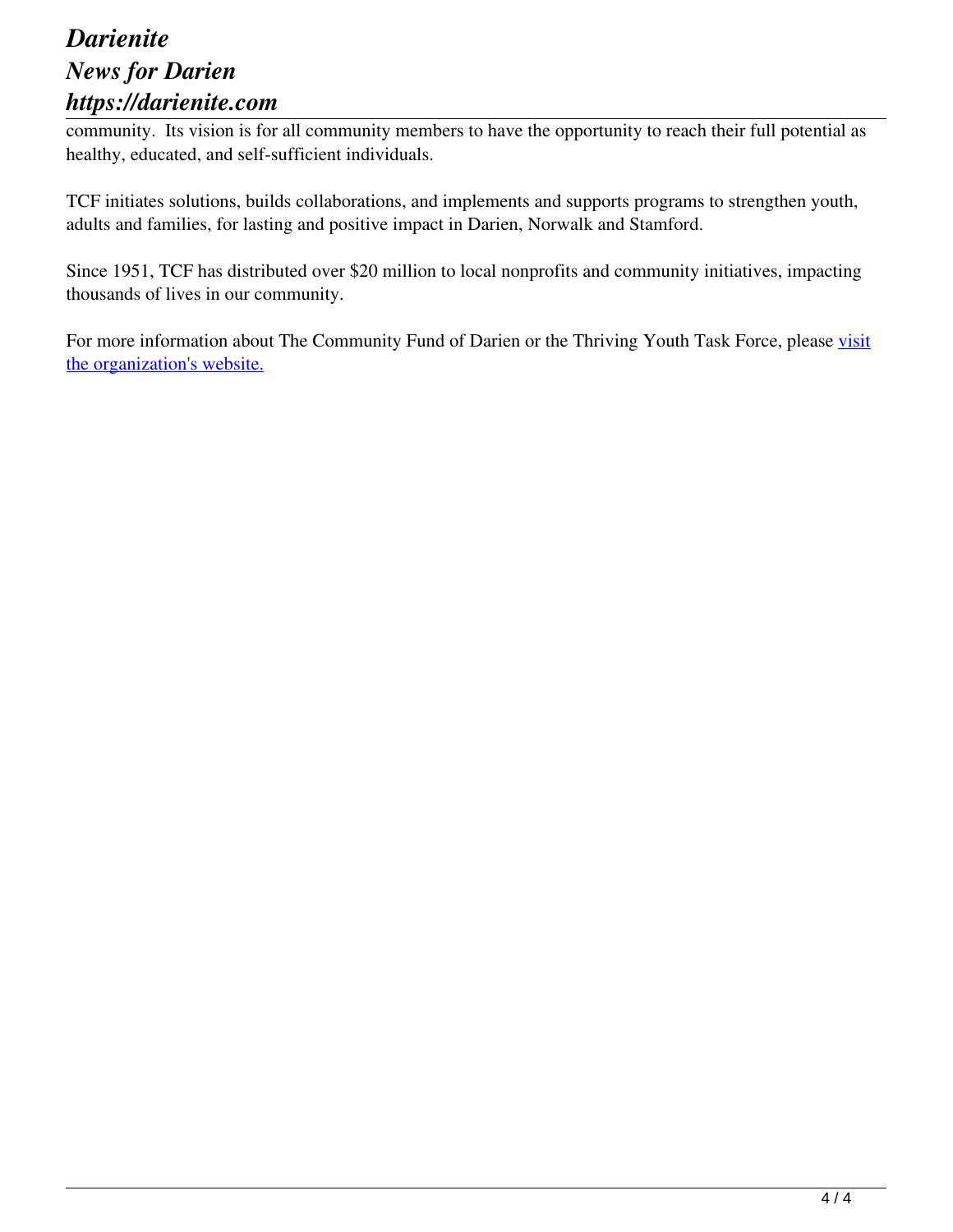community. Its vision is for all community members to have the opportunity to reach their full potential as healthy, educated, and self-sufficient individuals.

TCF initiates solutions, builds collaborations, and implements and supports programs to strengthen youth, adults and families, for lasting and positive impact in Darien, Norwalk and Stamford.

Since 1951, TCF has distributed over $20 million to local nonprofits and community initiatives, impacting thousands of lives in our community.

For more information about The Community Fund of Darien or the Thriving Youth Task Force, please visit the organization's website.